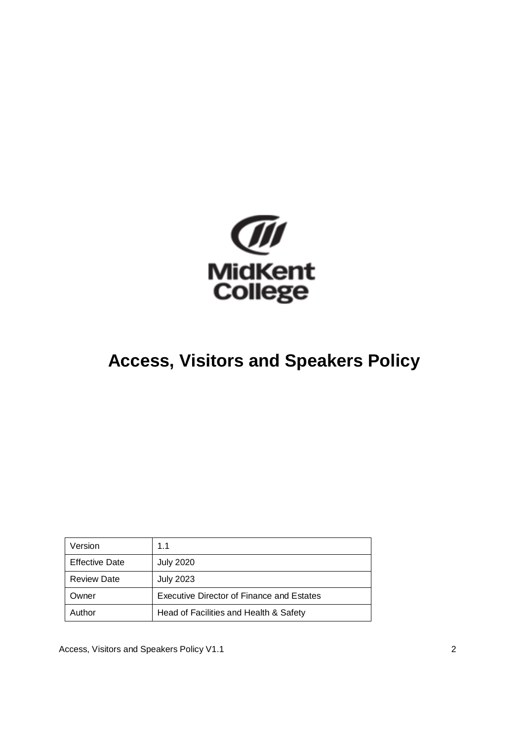MidKent College

# Access, Visitors and Speakers Policy

| Version | 1.1 |
|---|---|
| Effective Date | July 2020 |
| Review Date | July 2023 |
| Owner | Executive Director of Finance and Estates |
| Author | Head of Facilities and Health & Safety |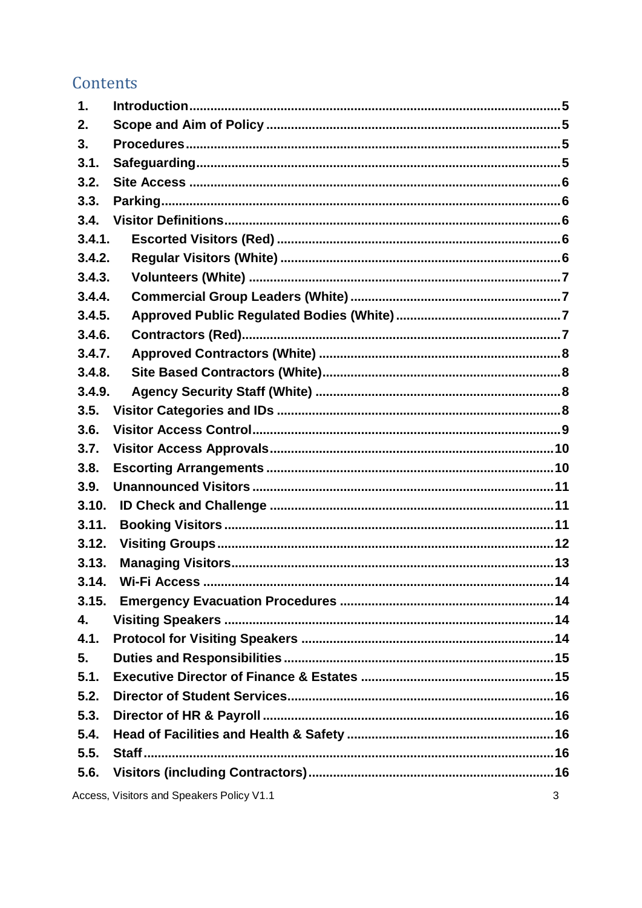## Contents

| | | |
|---|---|---|
| 1. | Introduction | 5 |
| 2. | Scope and Aim of Policy | 5 |
| 3. | Procedures | 5 |
| 3.1. | Safeguarding | 5 |
| 3.2. | Site Access | 6 |
| 3.3. | Parking | 6 |
| 3.4. | Visitor Definitions | 6 |
| 3.4.1. | Escorted Visitors (Red) | 6 |
| 3.4.2. | Regular Visitors (White) | 6 |
| 3.4.3. | Volunteers (White) | 7 |
| 3.4.4. | Commercial Group Leaders (White) | 7 |
| 3.4.5. | Approved Public Regulated Bodies (White) | 7 |
| 3.4.6. | Contractors (Red) | 7 |
| 3.4.7. | Approved Contractors (White) | 8 |
| 3.4.8. | Site Based Contractors (White) | 8 |
| 3.4.9. | Agency Security Staff (White) | 8 |
| 3.5. | Visitor Categories and IDs | 8 |
| 3.6. | Visitor Access Control | 9 |
| 3.7. | Visitor Access Approvals | 10 |
| 3.8. | Escorting Arrangements | 10 |
| 3.9. | Unannounced Visitors | 11 |
| 3.10. | ID Check and Challenge | 11 |
| 3.11. | Booking Visitors | 11 |
| 3.12. | Visiting Groups | 12 |
| 3.13. | Managing Visitors | 13 |
| 3.14. | Wi-Fi Access | 14 |
| 3.15. | Emergency Evacuation Procedures | 14 |
| 4. | Visiting Speakers | 14 |
| 4.1. | Protocol for Visiting Speakers | 14 |
| 5. | Duties and Responsibilities | 15 |
| 5.1. | Executive Director of Finance & Estates | 15 |
| 5.2. | Director of Student Services | 16 |
| 5.3. | Director of HR & Payroll | 16 |
| 5.4. | Head of Facilities and Health & Safety | 16 |
| 5.5. | Staff | 16 |
| 5.6. | Visitors (including Contractors) | 16 |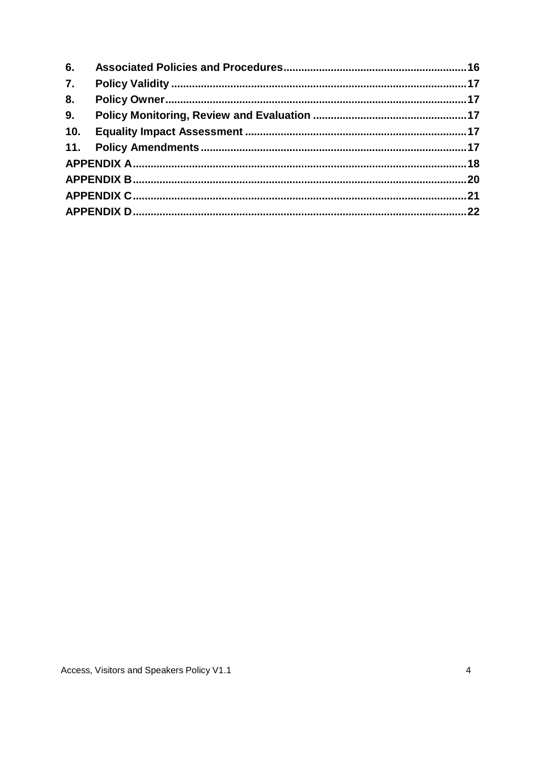| | | |
|---|---|---|
| 6. | **Associated Policies and Procedures** | 16 |
| 7. | **Policy Validity** | 17 |
| 8. | **Policy Owner** | 17 |
| 9. | **Policy Monitoring, Review and Evaluation** | 17 |
| 10. | **Equality Impact Assessment** | 17 |
| 11. | **Policy Amendments** | 17 |
| **APPENDIX A** | | 18 |
| **APPENDIX B** | | 20 |
| **APPENDIX C** | | 21 |
| **APPENDIX D** | | 22 |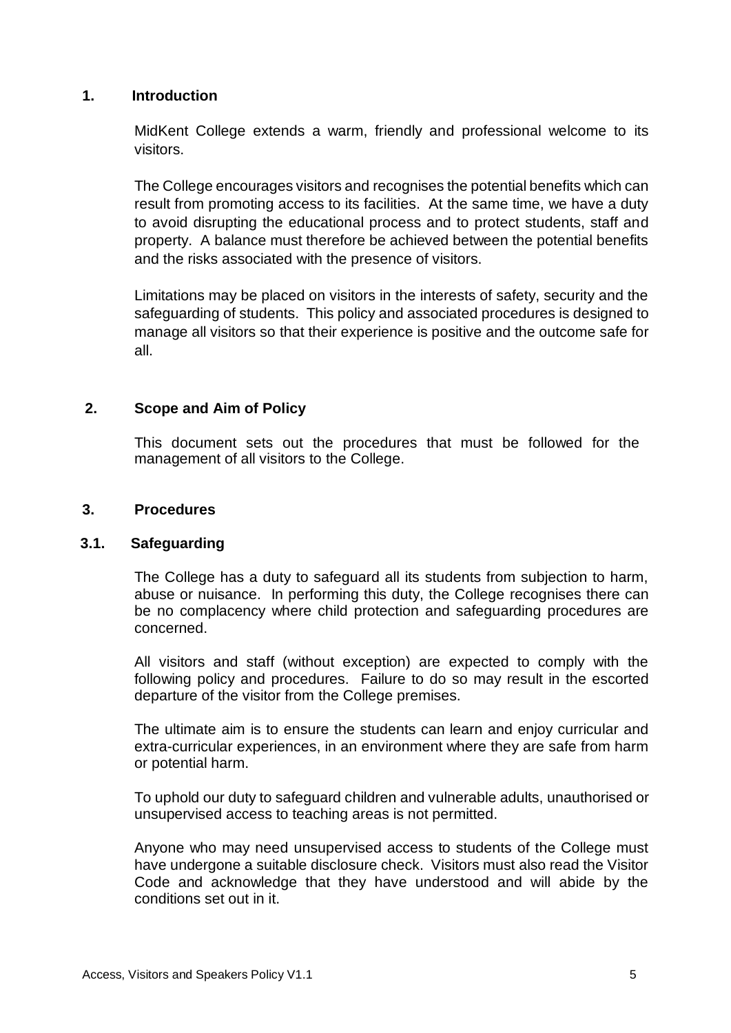## 1. Introduction

MidKent College extends a warm, friendly and professional welcome to its visitors.

The College encourages visitors and recognises the potential benefits which can result from promoting access to its facilities. At the same time, we have a duty to avoid disrupting the educational process and to protect students, staff and property. A balance must therefore be achieved between the potential benefits and the risks associated with the presence of visitors.

Limitations may be placed on visitors in the interests of safety, security and the safeguarding of students. This policy and associated procedures is designed to manage all visitors so that their experience is positive and the outcome safe for all.

## 2. Scope and Aim of Policy

This document sets out the procedures that must be followed for the management of all visitors to the College.

## 3. Procedures

### 3.1. Safeguarding

The College has a duty to safeguard all its students from subjection to harm, abuse or nuisance. In performing this duty, the College recognises there can be no complacency where child protection and safeguarding procedures are concerned.

All visitors and staff (without exception) are expected to comply with the following policy and procedures. Failure to do so may result in the escorted departure of the visitor from the College premises.

The ultimate aim is to ensure the students can learn and enjoy curricular and extra-curricular experiences, in an environment where they are safe from harm or potential harm.

To uphold our duty to safeguard children and vulnerable adults, unauthorised or unsupervised access to teaching areas is not permitted.

Anyone who may need unsupervised access to students of the College must have undergone a suitable disclosure check. Visitors must also read the Visitor Code and acknowledge that they have understood and will abide by the conditions set out in it.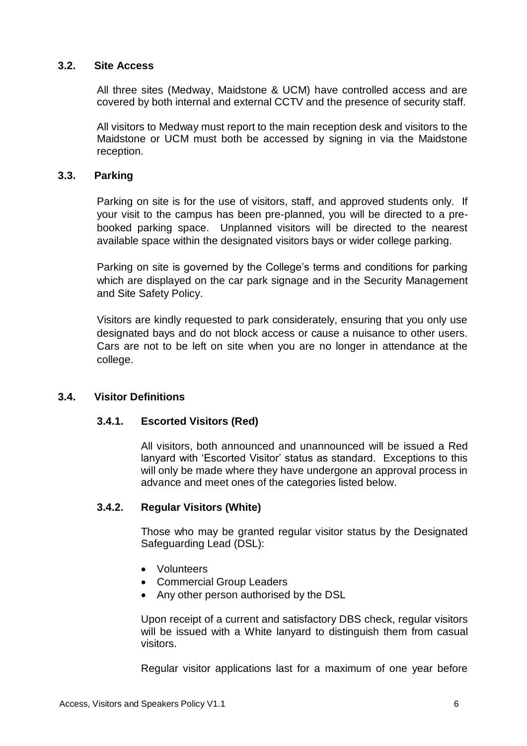### 3.2. Site Access

All three sites (Medway, Maidstone & UCM) have controlled access and are covered by both internal and external CCTV and the presence of security staff.

All visitors to Medway must report to the main reception desk and visitors to the Maidstone or UCM must both be accessed by signing in via the Maidstone reception.

### 3.3. Parking

Parking on site is for the use of visitors, staff, and approved students only. If your visit to the campus has been pre-planned, you will be directed to a pre-booked parking space. Unplanned visitors will be directed to the nearest available space within the designated visitors bays or wider college parking.

Parking on site is governed by the College's terms and conditions for parking which are displayed on the car park signage and in the Security Management and Site Safety Policy.

Visitors are kindly requested to park considerately, ensuring that you only use designated bays and do not block access or cause a nuisance to other users. Cars are not to be left on site when you are no longer in attendance at the college.

### 3.4. Visitor Definitions

#### 3.4.1. Escorted Visitors (Red)

All visitors, both announced and unannounced will be issued a Red lanyard with 'Escorted Visitor' status as standard. Exceptions to this will only be made where they have undergone an approval process in advance and meet ones of the categories listed below.

#### 3.4.2. Regular Visitors (White)

Those who may be granted regular visitor status by the Designated Safeguarding Lead (DSL):

- Volunteers
- Commercial Group Leaders
- Any other person authorised by the DSL

Upon receipt of a current and satisfactory DBS check, regular visitors will be issued with a White lanyard to distinguish them from casual visitors.

Regular visitor applications last for a maximum of one year before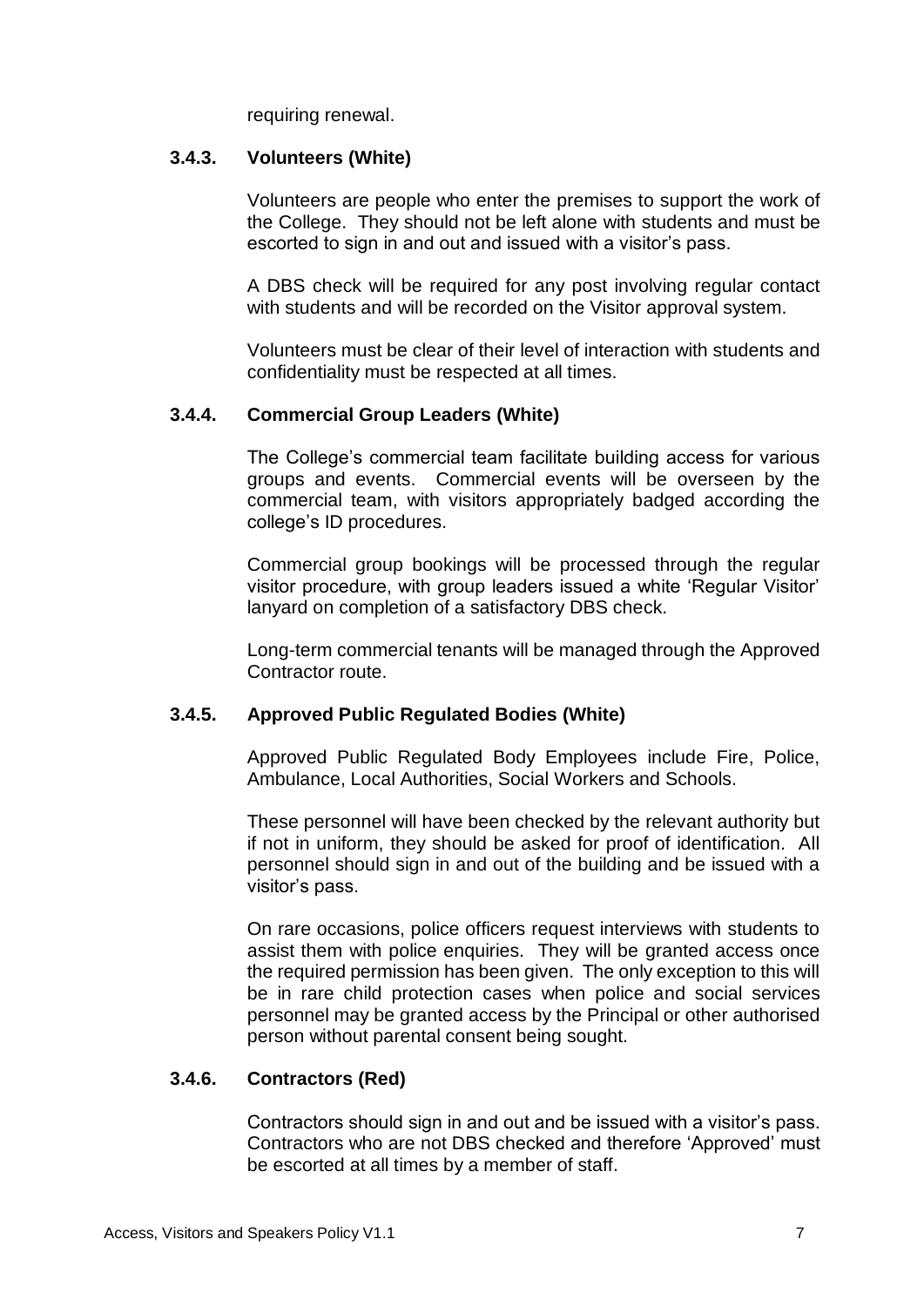requiring renewal.

#### 3.4.3. Volunteers (White)

Volunteers are people who enter the premises to support the work of the College. They should not be left alone with students and must be escorted to sign in and out and issued with a visitor's pass.

A DBS check will be required for any post involving regular contact with students and will be recorded on the Visitor approval system.

Volunteers must be clear of their level of interaction with students and confidentiality must be respected at all times.

#### 3.4.4. Commercial Group Leaders (White)

The College's commercial team facilitate building access for various groups and events. Commercial events will be overseen by the commercial team, with visitors appropriately badged according the college's ID procedures.

Commercial group bookings will be processed through the regular visitor procedure, with group leaders issued a white 'Regular Visitor' lanyard on completion of a satisfactory DBS check.

Long-term commercial tenants will be managed through the Approved Contractor route.

#### 3.4.5. Approved Public Regulated Bodies (White)

Approved Public Regulated Body Employees include Fire, Police, Ambulance, Local Authorities, Social Workers and Schools.

These personnel will have been checked by the relevant authority but if not in uniform, they should be asked for proof of identification. All personnel should sign in and out of the building and be issued with a visitor's pass.

On rare occasions, police officers request interviews with students to assist them with police enquiries. They will be granted access once the required permission has been given. The only exception to this will be in rare child protection cases when police and social services personnel may be granted access by the Principal or other authorised person without parental consent being sought.

#### 3.4.6. Contractors (Red)

Contractors should sign in and out and be issued with a visitor's pass. Contractors who are not DBS checked and therefore 'Approved' must be escorted at all times by a member of staff.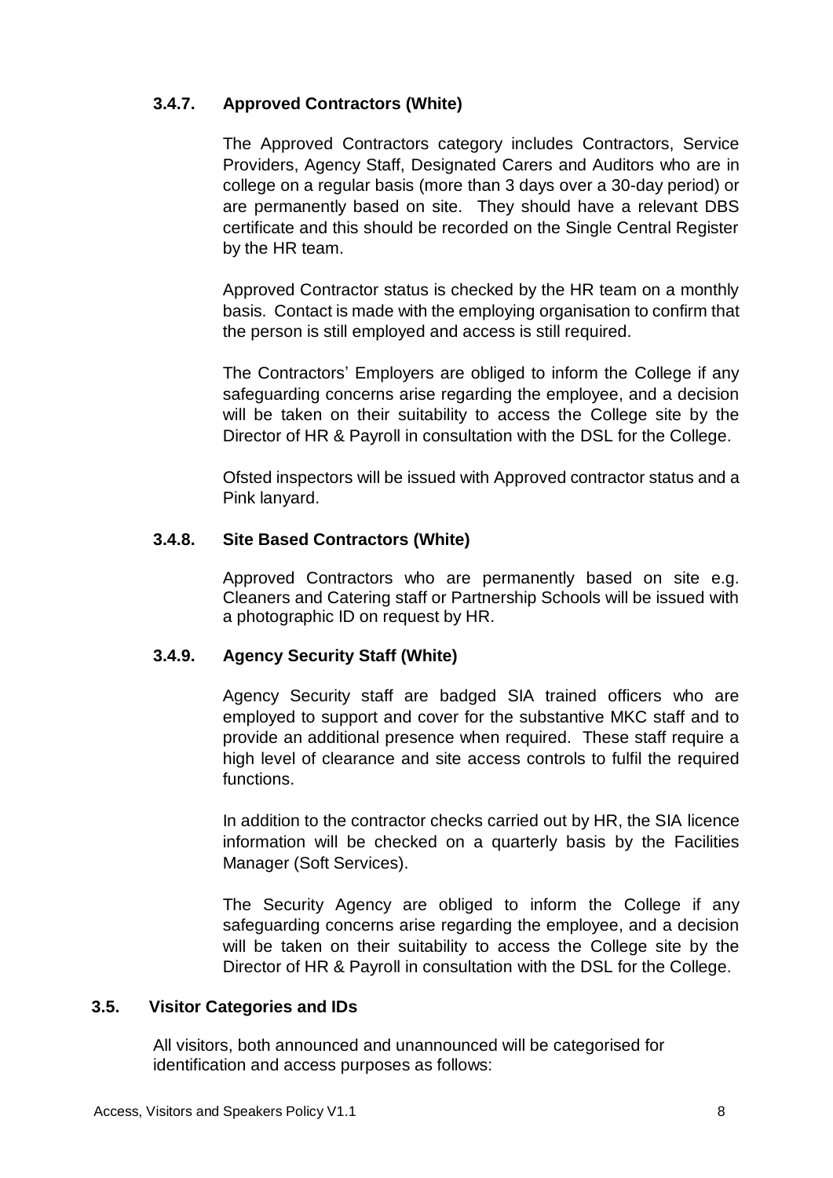### 3.4.7. Approved Contractors (White)

The Approved Contractors category includes Contractors, Service Providers, Agency Staff, Designated Carers and Auditors who are in college on a regular basis (more than 3 days over a 30-day period) or are permanently based on site. They should have a relevant DBS certificate and this should be recorded on the Single Central Register by the HR team.

Approved Contractor status is checked by the HR team on a monthly basis. Contact is made with the employing organisation to confirm that the person is still employed and access is still required.

The Contractors' Employers are obliged to inform the College if any safeguarding concerns arise regarding the employee, and a decision will be taken on their suitability to access the College site by the Director of HR & Payroll in consultation with the DSL for the College.

Ofsted inspectors will be issued with Approved contractor status and a Pink lanyard.

### 3.4.8. Site Based Contractors (White)

Approved Contractors who are permanently based on site e.g. Cleaners and Catering staff or Partnership Schools will be issued with a photographic ID on request by HR.

### 3.4.9. Agency Security Staff (White)

Agency Security staff are badged SIA trained officers who are employed to support and cover for the substantive MKC staff and to provide an additional presence when required. These staff require a high level of clearance and site access controls to fulfil the required functions.

In addition to the contractor checks carried out by HR, the SIA licence information will be checked on a quarterly basis by the Facilities Manager (Soft Services).

The Security Agency are obliged to inform the College if any safeguarding concerns arise regarding the employee, and a decision will be taken on their suitability to access the College site by the Director of HR & Payroll in consultation with the DSL for the College.

## 3.5. Visitor Categories and IDs

All visitors, both announced and unannounced will be categorised for identification and access purposes as follows: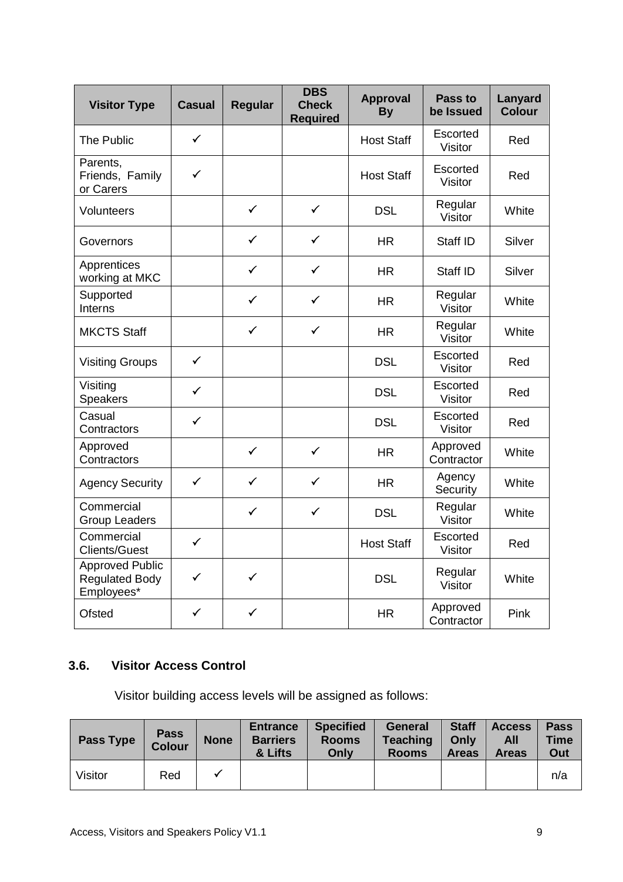| Visitor Type | Casual | Regular | DBS Check Required | Approval By | Pass to be Issued | Lanyard Colour |
|---|---|---|---|---|---|---|
| The Public | ✓ | | | Host Staff | Escorted Visitor | Red |
| Parents, Friends, Family or Carers | ✓ | | | Host Staff | Escorted Visitor | Red |
| Volunteers | | ✓ | ✓ | DSL | Regular Visitor | White |
| Governors | | ✓ | ✓ | HR | Staff ID | Silver |
| Apprentices working at MKC | | ✓ | ✓ | HR | Staff ID | Silver |
| Supported Interns | | ✓ | ✓ | HR | Regular Visitor | White |
| MKCTS Staff | | ✓ | ✓ | HR | Regular Visitor | White |
| Visiting Groups | ✓ | | | DSL | Escorted Visitor | Red |
| Visiting Speakers | ✓ | | | DSL | Escorted Visitor | Red |
| Casual Contractors | ✓ | | | DSL | Escorted Visitor | Red |
| Approved Contractors | | ✓ | ✓ | HR | Approved Contractor | White |
| Agency Security | ✓ | ✓ | ✓ | HR | Agency Security | White |
| Commercial Group Leaders | | ✓ | ✓ | DSL | Regular Visitor | White |
| Commercial Clients/Guest | ✓ | | | Host Staff | Escorted Visitor | Red |
| Approved Public Regulated Body Employees* | ✓ | ✓ | | DSL | Regular Visitor | White |
| Ofsted | ✓ | ✓ | | HR | Approved Contractor | Pink |

### 3.6. Visitor Access Control

Visitor building access levels will be assigned as follows:

| Pass Type | Pass Colour | None | Entrance Barriers & Lifts | Specified Rooms Only | General Teaching Rooms | Staff Only Areas | Access All Areas | Pass Time Out |
|---|---|---|---|---|---|---|---|---|
| Visitor | Red | ✓ | | | | | | n/a |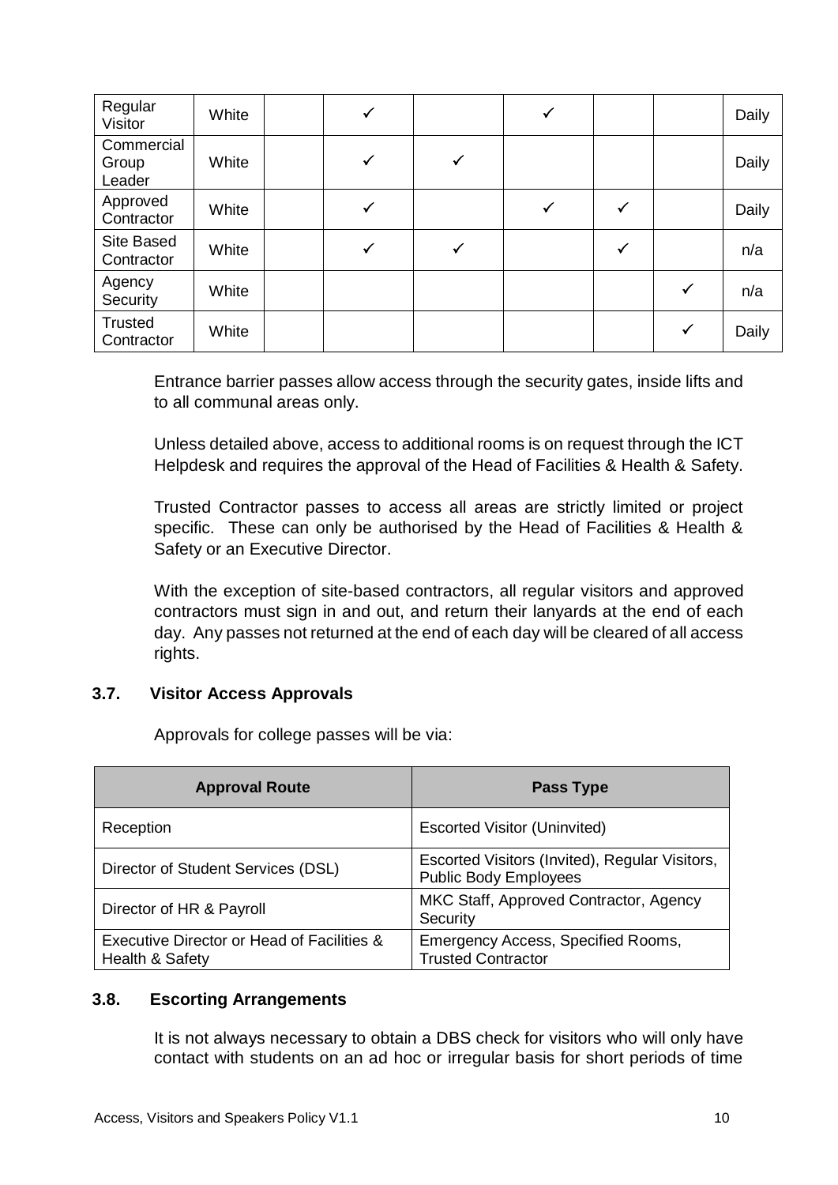| | | | | | | | | |
|---|---|---|---|---|---|---|---|---|
| Regular Visitor | White | | ✓ | | ✓ | | | Daily |
| Commercial Group Leader | White | | ✓ | ✓ | | | | Daily |
| Approved Contractor | White | | ✓ | | ✓ | ✓ | | Daily |
| Site Based Contractor | White | | ✓ | ✓ | | ✓ | | n/a |
| Agency Security | White | | | | | | ✓ | n/a |
| Trusted Contractor | White | | | | | | ✓ | Daily |

Entrance barrier passes allow access through the security gates, inside lifts and to all communal areas only.

Unless detailed above, access to additional rooms is on request through the ICT Helpdesk and requires the approval of the Head of Facilities & Health & Safety.

Trusted Contractor passes to access all areas are strictly limited or project specific. These can only be authorised by the Head of Facilities & Health & Safety or an Executive Director.

With the exception of site-based contractors, all regular visitors and approved contractors must sign in and out, and return their lanyards at the end of each day. Any passes not returned at the end of each day will be cleared of all access rights.

### 3.7. Visitor Access Approvals

Approvals for college passes will be via:

| Approval Route | Pass Type |
|---|---|
| Reception | Escorted Visitor (Uninvited) |
| Director of Student Services (DSL) | Escorted Visitors (Invited), Regular Visitors, Public Body Employees |
| Director of HR & Payroll | MKC Staff, Approved Contractor, Agency Security |
| Executive Director or Head of Facilities & Health & Safety | Emergency Access, Specified Rooms, Trusted Contractor |

### 3.8. Escorting Arrangements

It is not always necessary to obtain a DBS check for visitors who will only have contact with students on an ad hoc or irregular basis for short periods of time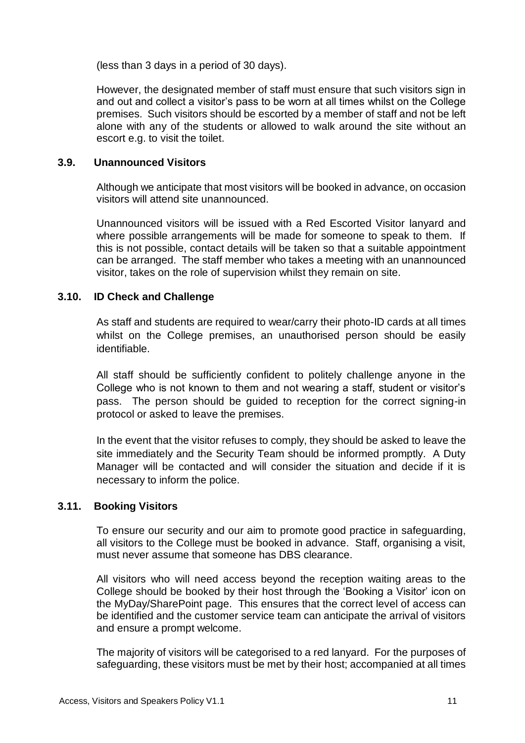(less than 3 days in a period of 30 days).

However, the designated member of staff must ensure that such visitors sign in and out and collect a visitor's pass to be worn at all times whilst on the College premises. Such visitors should be escorted by a member of staff and not be left alone with any of the students or allowed to walk around the site without an escort e.g. to visit the toilet.

### 3.9. Unannounced Visitors

Although we anticipate that most visitors will be booked in advance, on occasion visitors will attend site unannounced.

Unannounced visitors will be issued with a Red Escorted Visitor lanyard and where possible arrangements will be made for someone to speak to them. If this is not possible, contact details will be taken so that a suitable appointment can be arranged. The staff member who takes a meeting with an unannounced visitor, takes on the role of supervision whilst they remain on site.

### 3.10. ID Check and Challenge

As staff and students are required to wear/carry their photo-ID cards at all times whilst on the College premises, an unauthorised person should be easily identifiable.

All staff should be sufficiently confident to politely challenge anyone in the College who is not known to them and not wearing a staff, student or visitor's pass. The person should be guided to reception for the correct signing-in protocol or asked to leave the premises.

In the event that the visitor refuses to comply, they should be asked to leave the site immediately and the Security Team should be informed promptly. A Duty Manager will be contacted and will consider the situation and decide if it is necessary to inform the police.

### 3.11. Booking Visitors

To ensure our security and our aim to promote good practice in safeguarding, all visitors to the College must be booked in advance. Staff, organising a visit, must never assume that someone has DBS clearance.

All visitors who will need access beyond the reception waiting areas to the College should be booked by their host through the 'Booking a Visitor' icon on the MyDay/SharePoint page. This ensures that the correct level of access can be identified and the customer service team can anticipate the arrival of visitors and ensure a prompt welcome.

The majority of visitors will be categorised to a red lanyard. For the purposes of safeguarding, these visitors must be met by their host; accompanied at all times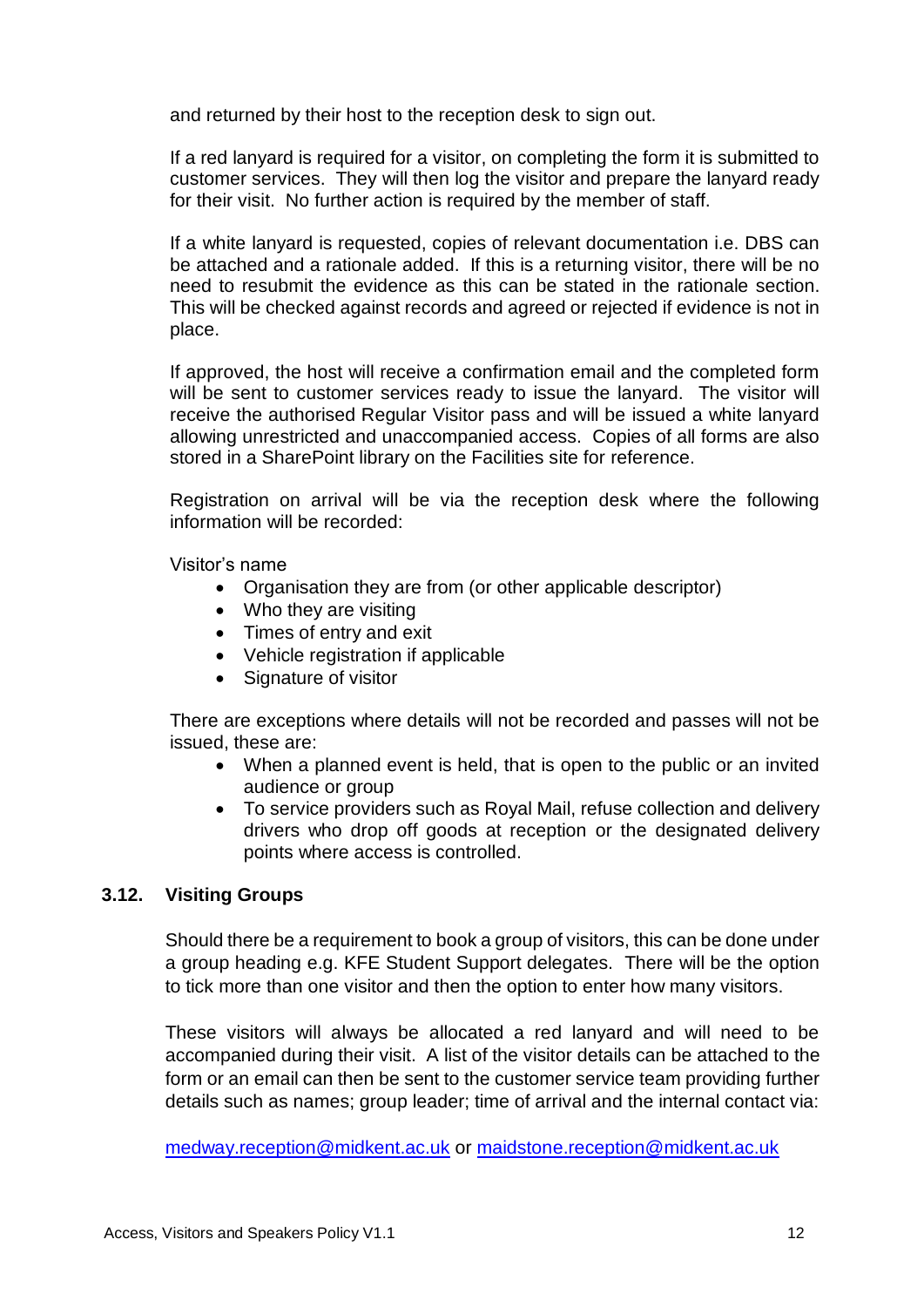and returned by their host to the reception desk to sign out.

If a red lanyard is required for a visitor, on completing the form it is submitted to customer services. They will then log the visitor and prepare the lanyard ready for their visit. No further action is required by the member of staff.

If a white lanyard is requested, copies of relevant documentation i.e. DBS can be attached and a rationale added. If this is a returning visitor, there will be no need to resubmit the evidence as this can be stated in the rationale section. This will be checked against records and agreed or rejected if evidence is not in place.

If approved, the host will receive a confirmation email and the completed form will be sent to customer services ready to issue the lanyard. The visitor will receive the authorised Regular Visitor pass and will be issued a white lanyard allowing unrestricted and unaccompanied access. Copies of all forms are also stored in a SharePoint library on the Facilities site for reference.

Registration on arrival will be via the reception desk where the following information will be recorded:

Visitor's name

- Organisation they are from (or other applicable descriptor)
- Who they are visiting
- Times of entry and exit
- Vehicle registration if applicable
- Signature of visitor

There are exceptions where details will not be recorded and passes will not be issued, these are:

- When a planned event is held, that is open to the public or an invited audience or group
- To service providers such as Royal Mail, refuse collection and delivery drivers who drop off goods at reception or the designated delivery points where access is controlled.

### 3.12. Visiting Groups

Should there be a requirement to book a group of visitors, this can be done under a group heading e.g. KFE Student Support delegates. There will be the option to tick more than one visitor and then the option to enter how many visitors.

These visitors will always be allocated a red lanyard and will need to be accompanied during their visit. A list of the visitor details can be attached to the form or an email can then be sent to the customer service team providing further details such as names; group leader; time of arrival and the internal contact via:

medway.reception@midkent.ac.uk or maidstone.reception@midkent.ac.uk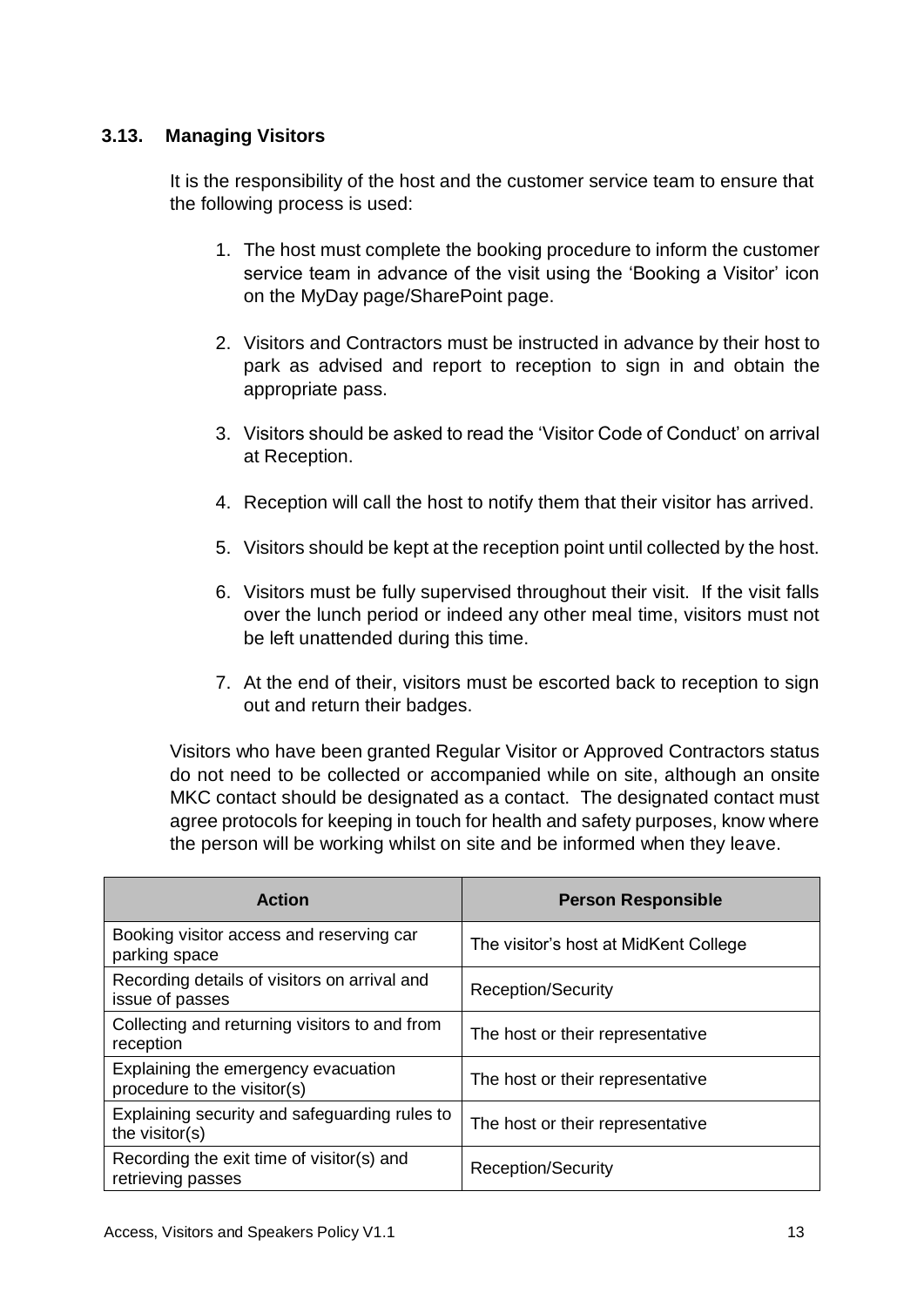### 3.13. Managing Visitors

It is the responsibility of the host and the customer service team to ensure that the following process is used:

1. The host must complete the booking procedure to inform the customer service team in advance of the visit using the 'Booking a Visitor' icon on the MyDay page/SharePoint page.

2. Visitors and Contractors must be instructed in advance by their host to park as advised and report to reception to sign in and obtain the appropriate pass.

3. Visitors should be asked to read the 'Visitor Code of Conduct' on arrival at Reception.

4. Reception will call the host to notify them that their visitor has arrived.

5. Visitors should be kept at the reception point until collected by the host.

6. Visitors must be fully supervised throughout their visit. If the visit falls over the lunch period or indeed any other meal time, visitors must not be left unattended during this time.

7. At the end of their, visitors must be escorted back to reception to sign out and return their badges.

Visitors who have been granted Regular Visitor or Approved Contractors status do not need to be collected or accompanied while on site, although an onsite MKC contact should be designated as a contact. The designated contact must agree protocols for keeping in touch for health and safety purposes, know where the person will be working whilst on site and be informed when they leave.

| Action | Person Responsible |
| --- | --- |
| Booking visitor access and reserving car parking space | The visitor's host at MidKent College |
| Recording details of visitors on arrival and issue of passes | Reception/Security |
| Collecting and returning visitors to and from reception | The host or their representative |
| Explaining the emergency evacuation procedure to the visitor(s) | The host or their representative |
| Explaining security and safeguarding rules to the visitor(s) | The host or their representative |
| Recording the exit time of visitor(s) and retrieving passes | Reception/Security |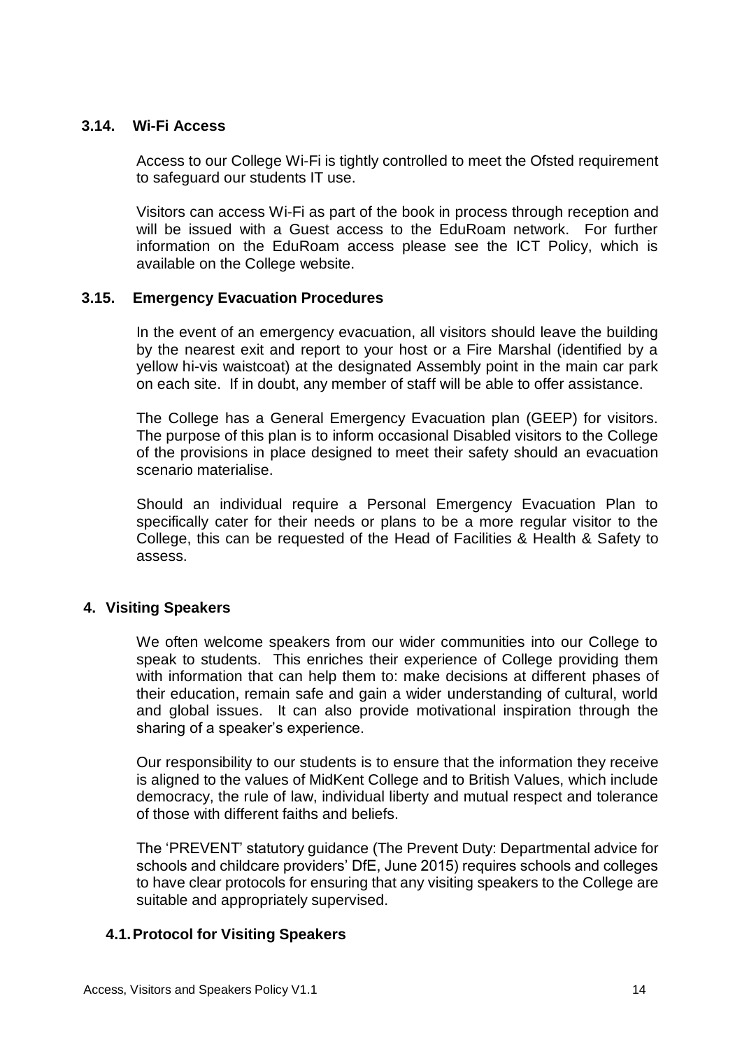### 3.14. Wi-Fi Access

Access to our College Wi-Fi is tightly controlled to meet the Ofsted requirement to safeguard our students IT use.

Visitors can access Wi-Fi as part of the book in process through reception and will be issued with a Guest access to the EduRoam network. For further information on the EduRoam access please see the ICT Policy, which is available on the College website.

### 3.15. Emergency Evacuation Procedures

In the event of an emergency evacuation, all visitors should leave the building by the nearest exit and report to your host or a Fire Marshal (identified by a yellow hi-vis waistcoat) at the designated Assembly point in the main car park on each site. If in doubt, any member of staff will be able to offer assistance.

The College has a General Emergency Evacuation plan (GEEP) for visitors. The purpose of this plan is to inform occasional Disabled visitors to the College of the provisions in place designed to meet their safety should an evacuation scenario materialise.

Should an individual require a Personal Emergency Evacuation Plan to specifically cater for their needs or plans to be a more regular visitor to the College, this can be requested of the Head of Facilities & Health & Safety to assess.

## 4. Visiting Speakers

We often welcome speakers from our wider communities into our College to speak to students. This enriches their experience of College providing them with information that can help them to: make decisions at different phases of their education, remain safe and gain a wider understanding of cultural, world and global issues. It can also provide motivational inspiration through the sharing of a speaker's experience.

Our responsibility to our students is to ensure that the information they receive is aligned to the values of MidKent College and to British Values, which include democracy, the rule of law, individual liberty and mutual respect and tolerance of those with different faiths and beliefs.

The 'PREVENT' statutory guidance (The Prevent Duty: Departmental advice for schools and childcare providers' DfE, June 2015) requires schools and colleges to have clear protocols for ensuring that any visiting speakers to the College are suitable and appropriately supervised.

### 4.1. Protocol for Visiting Speakers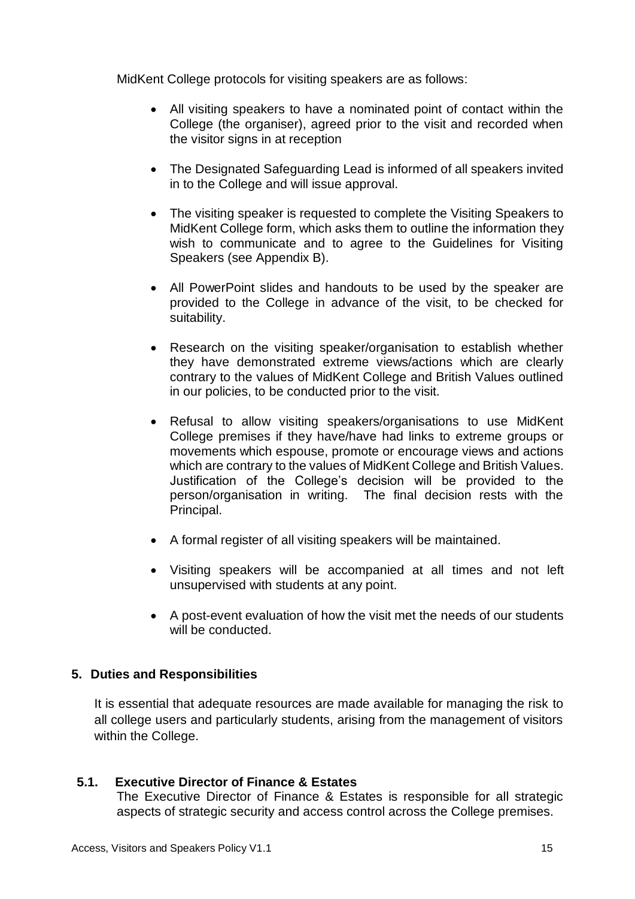MidKent College protocols for visiting speakers are as follows:

- All visiting speakers to have a nominated point of contact within the College (the organiser), agreed prior to the visit and recorded when the visitor signs in at reception
- The Designated Safeguarding Lead is informed of all speakers invited in to the College and will issue approval.
- The visiting speaker is requested to complete the Visiting Speakers to MidKent College form, which asks them to outline the information they wish to communicate and to agree to the Guidelines for Visiting Speakers (see Appendix B).
- All PowerPoint slides and handouts to be used by the speaker are provided to the College in advance of the visit, to be checked for suitability.
- Research on the visiting speaker/organisation to establish whether they have demonstrated extreme views/actions which are clearly contrary to the values of MidKent College and British Values outlined in our policies, to be conducted prior to the visit.
- Refusal to allow visiting speakers/organisations to use MidKent College premises if they have/have had links to extreme groups or movements which espouse, promote or encourage views and actions which are contrary to the values of MidKent College and British Values. Justification of the College's decision will be provided to the person/organisation in writing. The final decision rests with the Principal.
- A formal register of all visiting speakers will be maintained.
- Visiting speakers will be accompanied at all times and not left unsupervised with students at any point.
- A post-event evaluation of how the visit met the needs of our students will be conducted.

## 5. Duties and Responsibilities

It is essential that adequate resources are made available for managing the risk to all college users and particularly students, arising from the management of visitors within the College.

### 5.1. Executive Director of Finance & Estates

The Executive Director of Finance & Estates is responsible for all strategic aspects of strategic security and access control across the College premises.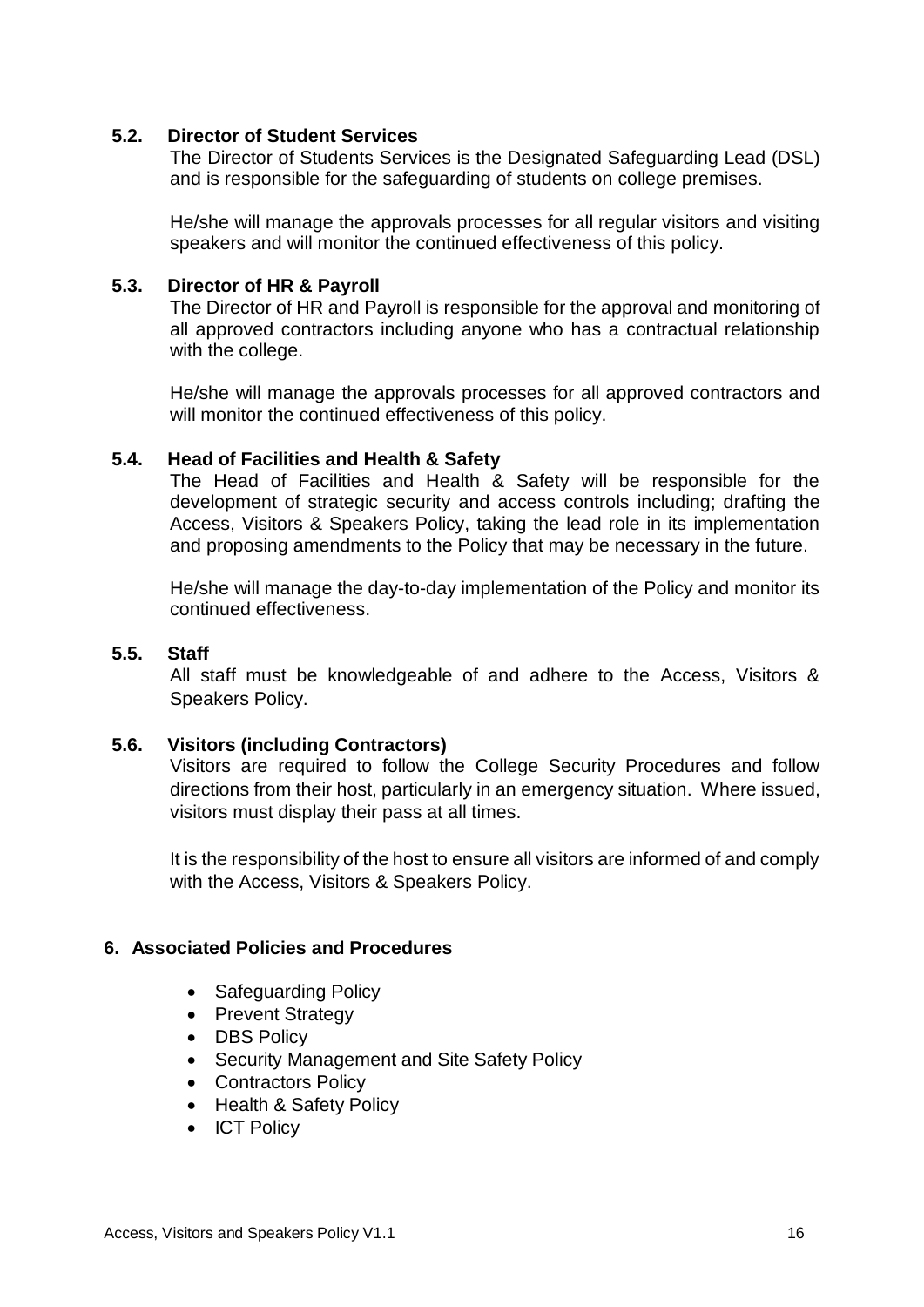### 5.2. Director of Student Services

The Director of Students Services is the Designated Safeguarding Lead (DSL) and is responsible for the safeguarding of students on college premises.

He/she will manage the approvals processes for all regular visitors and visiting speakers and will monitor the continued effectiveness of this policy.

### 5.3. Director of HR & Payroll

The Director of HR and Payroll is responsible for the approval and monitoring of all approved contractors including anyone who has a contractual relationship with the college.

He/she will manage the approvals processes for all approved contractors and will monitor the continued effectiveness of this policy.

### 5.4. Head of Facilities and Health & Safety

The Head of Facilities and Health & Safety will be responsible for the development of strategic security and access controls including; drafting the Access, Visitors & Speakers Policy, taking the lead role in its implementation and proposing amendments to the Policy that may be necessary in the future.

He/she will manage the day-to-day implementation of the Policy and monitor its continued effectiveness.

### 5.5. Staff

All staff must be knowledgeable of and adhere to the Access, Visitors & Speakers Policy.

### 5.6. Visitors (including Contractors)

Visitors are required to follow the College Security Procedures and follow directions from their host, particularly in an emergency situation. Where issued, visitors must display their pass at all times.

It is the responsibility of the host to ensure all visitors are informed of and comply with the Access, Visitors & Speakers Policy.

## 6. Associated Policies and Procedures

- Safeguarding Policy
- Prevent Strategy
- DBS Policy
- Security Management and Site Safety Policy
- Contractors Policy
- Health & Safety Policy
- ICT Policy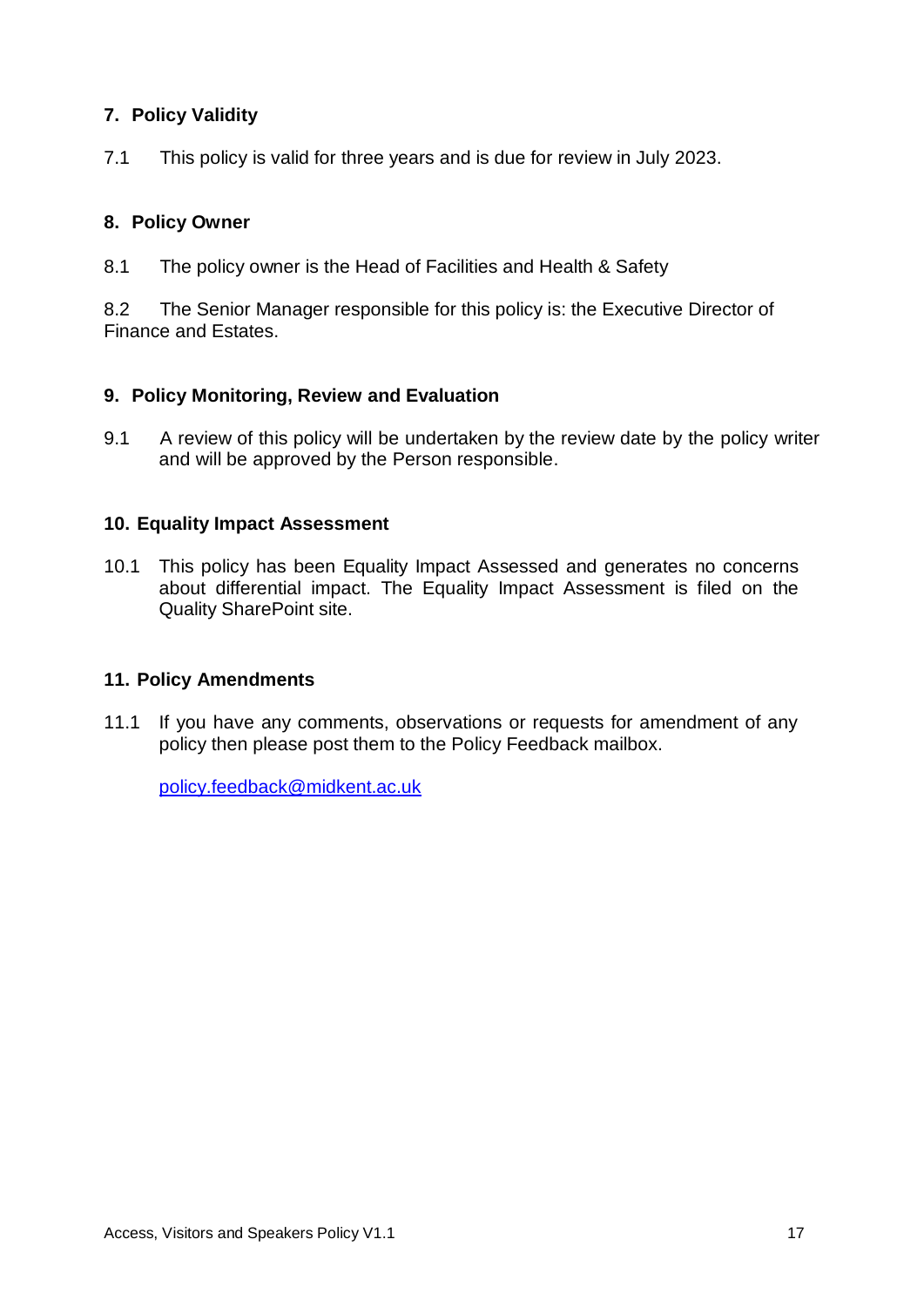## 7. Policy Validity

7.1 This policy is valid for three years and is due for review in July 2023.

## 8. Policy Owner

8.1 The policy owner is the Head of Facilities and Health & Safety

8.2 The Senior Manager responsible for this policy is: the Executive Director of Finance and Estates.

## 9. Policy Monitoring, Review and Evaluation

9.1 A review of this policy will be undertaken by the review date by the policy writer and will be approved by the Person responsible.

## 10. Equality Impact Assessment

10.1 This policy has been Equality Impact Assessed and generates no concerns about differential impact. The Equality Impact Assessment is filed on the Quality SharePoint site.

## 11. Policy Amendments

11.1 If you have any comments, observations or requests for amendment of any policy then please post them to the Policy Feedback mailbox.

[policy.feedback@midkent.ac.uk](mailto:policy.feedback@midkent.ac.uk)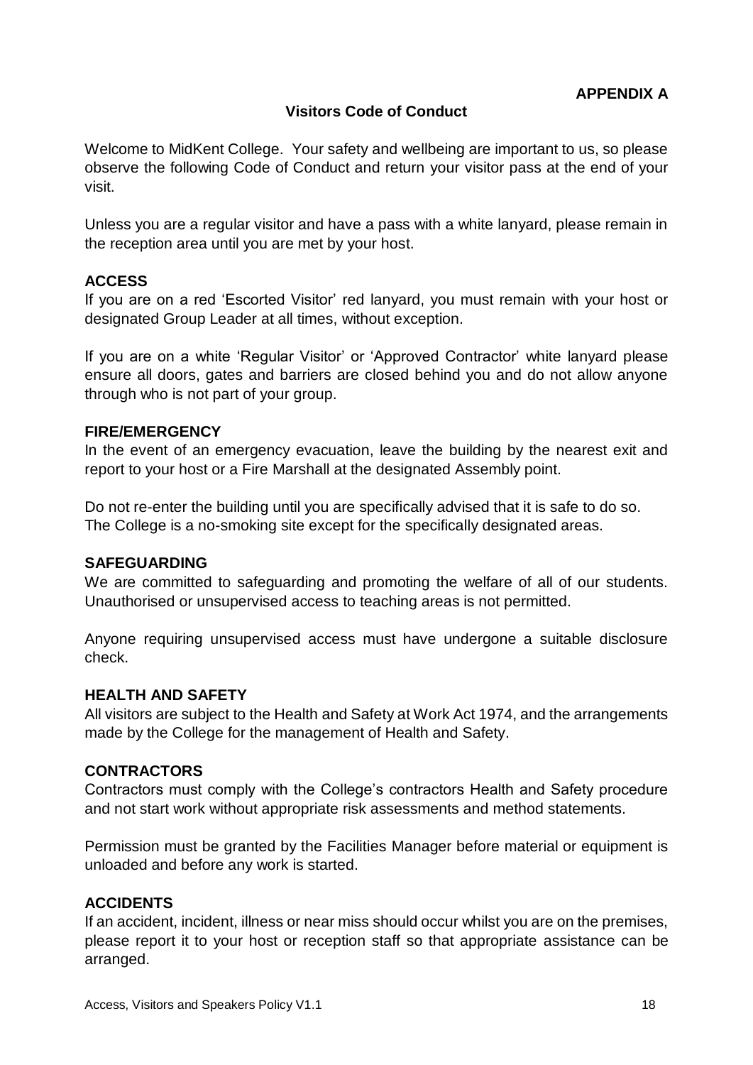**APPENDIX A**

## Visitors Code of Conduct

Welcome to MidKent College. Your safety and wellbeing are important to us, so please observe the following Code of Conduct and return your visitor pass at the end of your visit.

Unless you are a regular visitor and have a pass with a white lanyard, please remain in the reception area until you are met by your host.

### ACCESS

If you are on a red 'Escorted Visitor' red lanyard, you must remain with your host or designated Group Leader at all times, without exception.

If you are on a white 'Regular Visitor' or 'Approved Contractor' white lanyard please ensure all doors, gates and barriers are closed behind you and do not allow anyone through who is not part of your group.

### FIRE/EMERGENCY

In the event of an emergency evacuation, leave the building by the nearest exit and report to your host or a Fire Marshall at the designated Assembly point.

Do not re-enter the building until you are specifically advised that it is safe to do so. The College is a no-smoking site except for the specifically designated areas.

### SAFEGUARDING

We are committed to safeguarding and promoting the welfare of all of our students. Unauthorised or unsupervised access to teaching areas is not permitted.

Anyone requiring unsupervised access must have undergone a suitable disclosure check.

### HEALTH AND SAFETY

All visitors are subject to the Health and Safety at Work Act 1974, and the arrangements made by the College for the management of Health and Safety.

### CONTRACTORS

Contractors must comply with the College's contractors Health and Safety procedure and not start work without appropriate risk assessments and method statements.

Permission must be granted by the Facilities Manager before material or equipment is unloaded and before any work is started.

### ACCIDENTS

If an accident, incident, illness or near miss should occur whilst you are on the premises, please report it to your host or reception staff so that appropriate assistance can be arranged.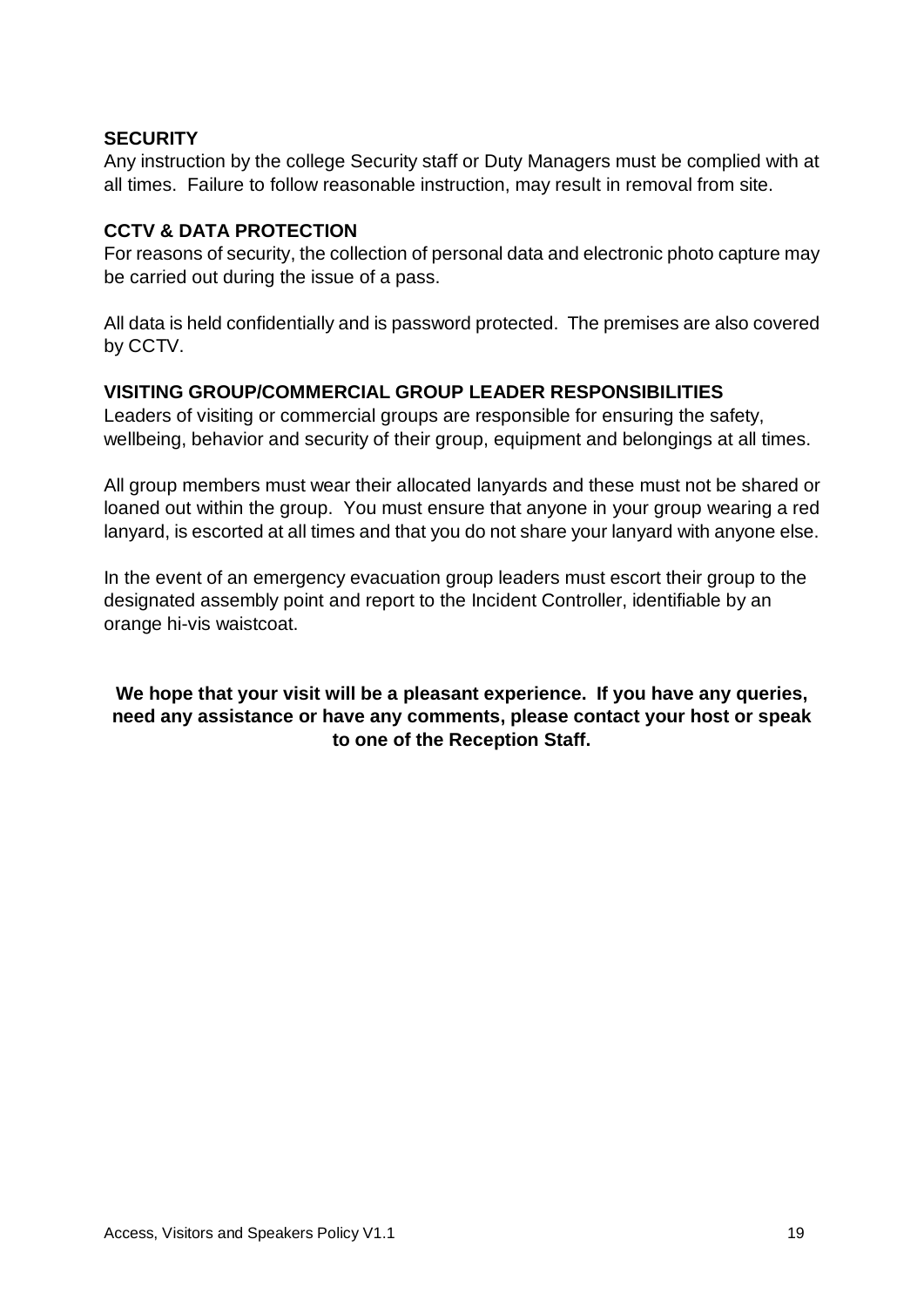**SECURITY**

Any instruction by the college Security staff or Duty Managers must be complied with at all times. Failure to follow reasonable instruction, may result in removal from site.

**CCTV & DATA PROTECTION**

For reasons of security, the collection of personal data and electronic photo capture may be carried out during the issue of a pass.

All data is held confidentially and is password protected. The premises are also covered by CCTV.

**VISITING GROUP/COMMERCIAL GROUP LEADER RESPONSIBILITIES**

Leaders of visiting or commercial groups are responsible for ensuring the safety, wellbeing, behavior and security of their group, equipment and belongings at all times.

All group members must wear their allocated lanyards and these must not be shared or loaned out within the group. You must ensure that anyone in your group wearing a red lanyard, is escorted at all times and that you do not share your lanyard with anyone else.

In the event of an emergency evacuation group leaders must escort their group to the designated assembly point and report to the Incident Controller, identifiable by an orange hi-vis waistcoat.

**We hope that your visit will be a pleasant experience. If you have any queries, need any assistance or have any comments, please contact your host or speak to one of the Reception Staff.**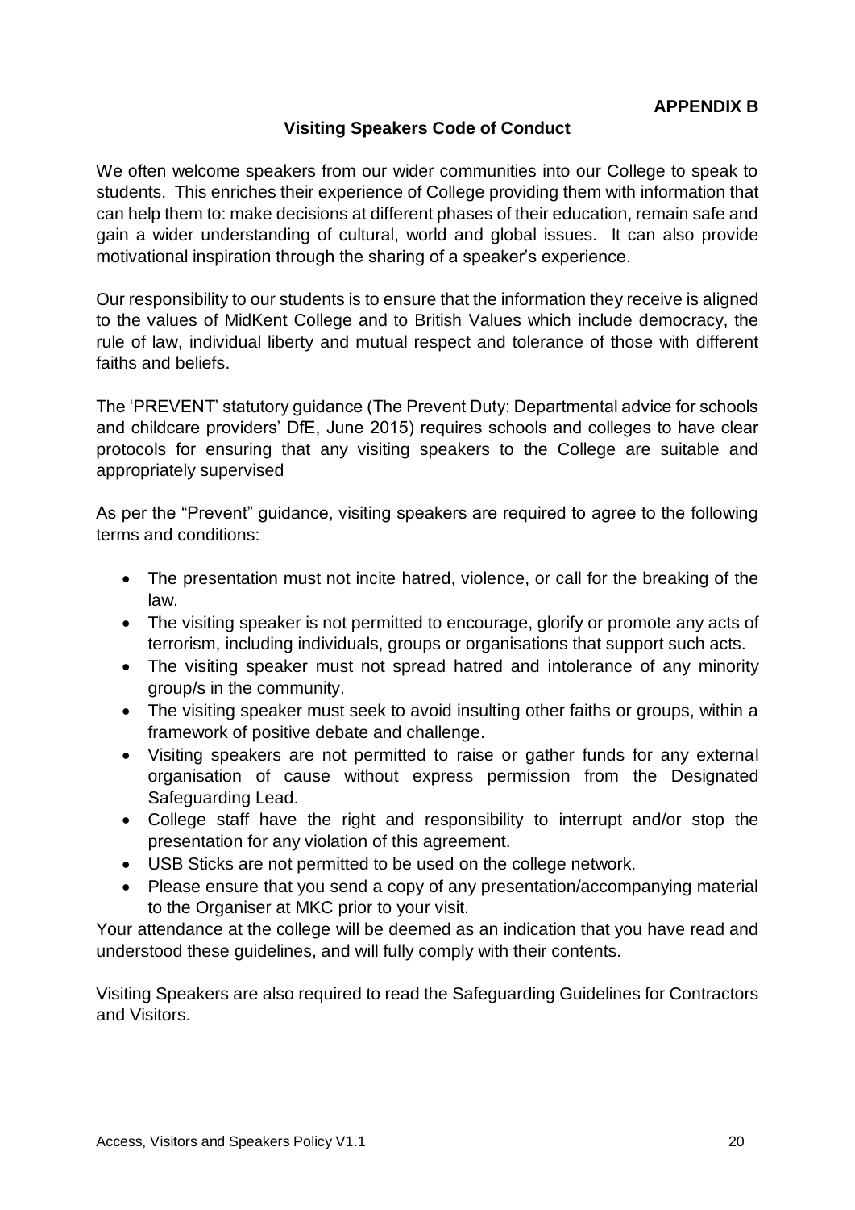**APPENDIX B**

## Visiting Speakers Code of Conduct

We often welcome speakers from our wider communities into our College to speak to students. This enriches their experience of College providing them with information that can help them to: make decisions at different phases of their education, remain safe and gain a wider understanding of cultural, world and global issues. It can also provide motivational inspiration through the sharing of a speaker's experience.

Our responsibility to our students is to ensure that the information they receive is aligned to the values of MidKent College and to British Values which include democracy, the rule of law, individual liberty and mutual respect and tolerance of those with different faiths and beliefs.

The 'PREVENT' statutory guidance (The Prevent Duty: Departmental advice for schools and childcare providers' DfE, June 2015) requires schools and colleges to have clear protocols for ensuring that any visiting speakers to the College are suitable and appropriately supervised

As per the "Prevent" guidance, visiting speakers are required to agree to the following terms and conditions:

- The presentation must not incite hatred, violence, or call for the breaking of the law.
- The visiting speaker is not permitted to encourage, glorify or promote any acts of terrorism, including individuals, groups or organisations that support such acts.
- The visiting speaker must not spread hatred and intolerance of any minority group/s in the community.
- The visiting speaker must seek to avoid insulting other faiths or groups, within a framework of positive debate and challenge.
- Visiting speakers are not permitted to raise or gather funds for any external organisation of cause without express permission from the Designated Safeguarding Lead.
- College staff have the right and responsibility to interrupt and/or stop the presentation for any violation of this agreement.
- USB Sticks are not permitted to be used on the college network.
- Please ensure that you send a copy of any presentation/accompanying material to the Organiser at MKC prior to your visit.

Your attendance at the college will be deemed as an indication that you have read and understood these guidelines, and will fully comply with their contents.

Visiting Speakers are also required to read the Safeguarding Guidelines for Contractors and Visitors.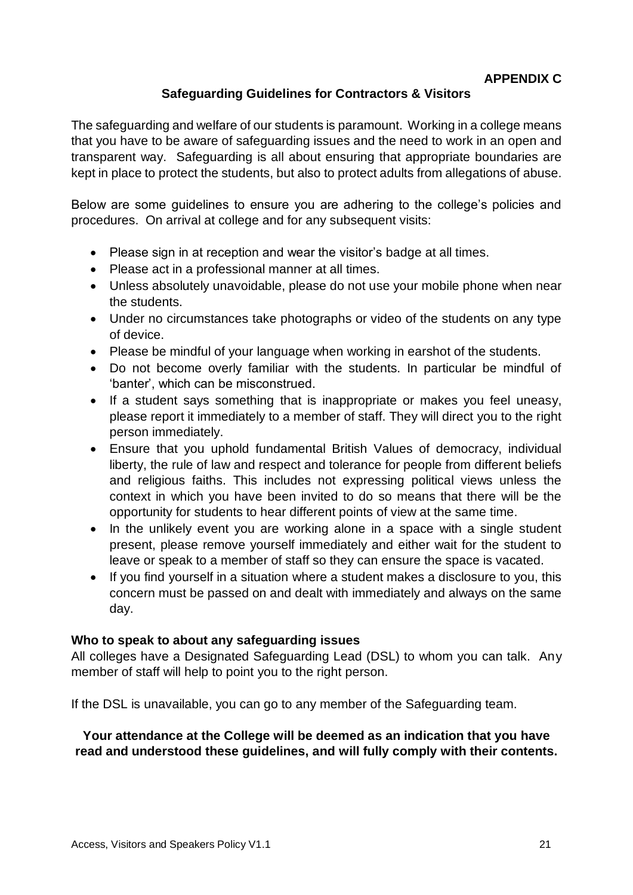**APPENDIX C**

## Safeguarding Guidelines for Contractors & Visitors

The safeguarding and welfare of our students is paramount. Working in a college means that you have to be aware of safeguarding issues and the need to work in an open and transparent way. Safeguarding is all about ensuring that appropriate boundaries are kept in place to protect the students, but also to protect adults from allegations of abuse.

Below are some guidelines to ensure you are adhering to the college's policies and procedures. On arrival at college and for any subsequent visits:

- Please sign in at reception and wear the visitor's badge at all times.
- Please act in a professional manner at all times.
- Unless absolutely unavoidable, please do not use your mobile phone when near the students.
- Under no circumstances take photographs or video of the students on any type of device.
- Please be mindful of your language when working in earshot of the students.
- Do not become overly familiar with the students. In particular be mindful of 'banter', which can be misconstrued.
- If a student says something that is inappropriate or makes you feel uneasy, please report it immediately to a member of staff. They will direct you to the right person immediately.
- Ensure that you uphold fundamental British Values of democracy, individual liberty, the rule of law and respect and tolerance for people from different beliefs and religious faiths. This includes not expressing political views unless the context in which you have been invited to do so means that there will be the opportunity for students to hear different points of view at the same time.
- In the unlikely event you are working alone in a space with a single student present, please remove yourself immediately and either wait for the student to leave or speak to a member of staff so they can ensure the space is vacated.
- If you find yourself in a situation where a student makes a disclosure to you, this concern must be passed on and dealt with immediately and always on the same day.

**Who to speak to about any safeguarding issues**

All colleges have a Designated Safeguarding Lead (DSL) to whom you can talk. Any member of staff will help to point you to the right person.

If the DSL is unavailable, you can go to any member of the Safeguarding team.

**Your attendance at the College will be deemed as an indication that you have read and understood these guidelines, and will fully comply with their contents.**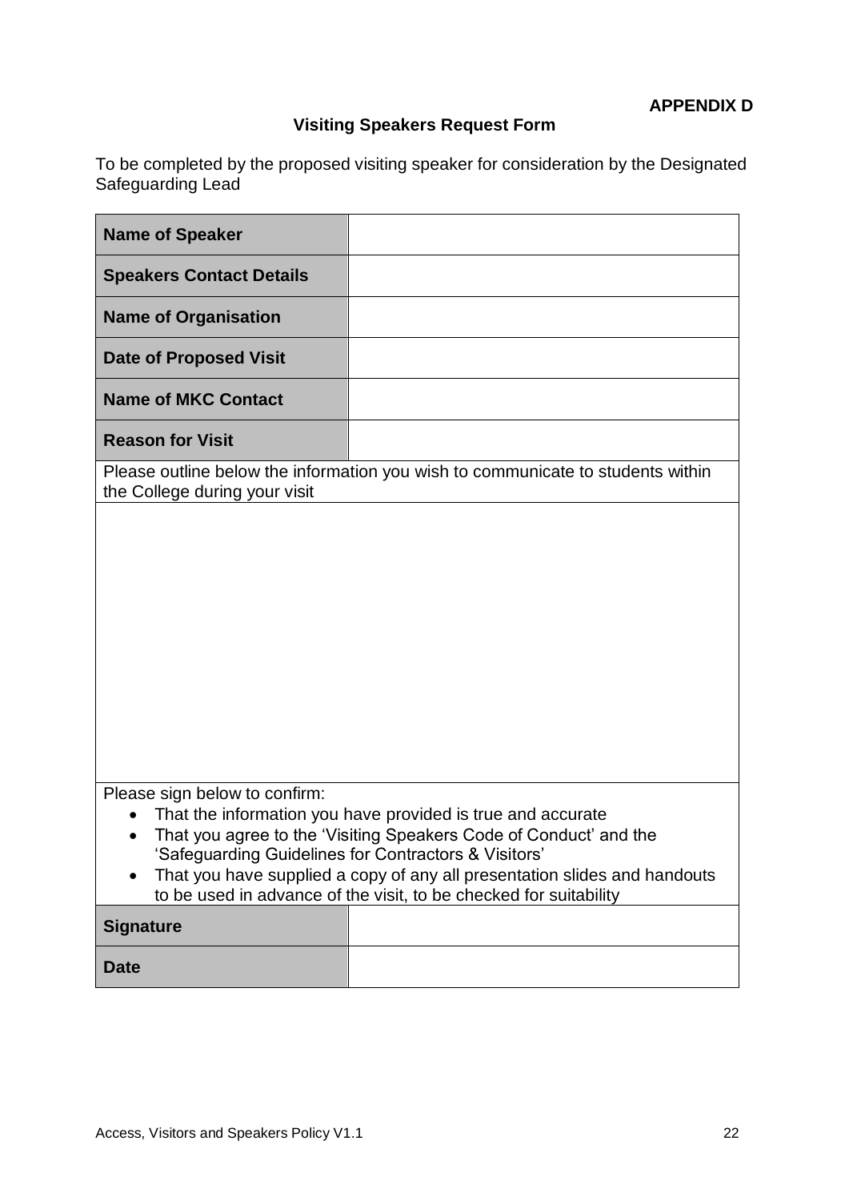**APPENDIX D**

## Visiting Speakers Request Form

To be completed by the proposed visiting speaker for consideration by the Designated Safeguarding Lead

| | |
|---|---|
| **Name of Speaker** | |
| **Speakers Contact Details** | |
| **Name of Organisation** | |
| **Date of Proposed Visit** | |
| **Name of MKC Contact** | |
| **Reason for Visit** | |

Please outline below the information you wish to communicate to students within the College during your visit

Please sign below to confirm:

- That the information you have provided is true and accurate
- That you agree to the 'Visiting Speakers Code of Conduct' and the 'Safeguarding Guidelines for Contractors & Visitors'
- That you have supplied a copy of any all presentation slides and handouts to be used in advance of the visit, to be checked for suitability

| | |
|---|---|
| **Signature** | |
| **Date** | |